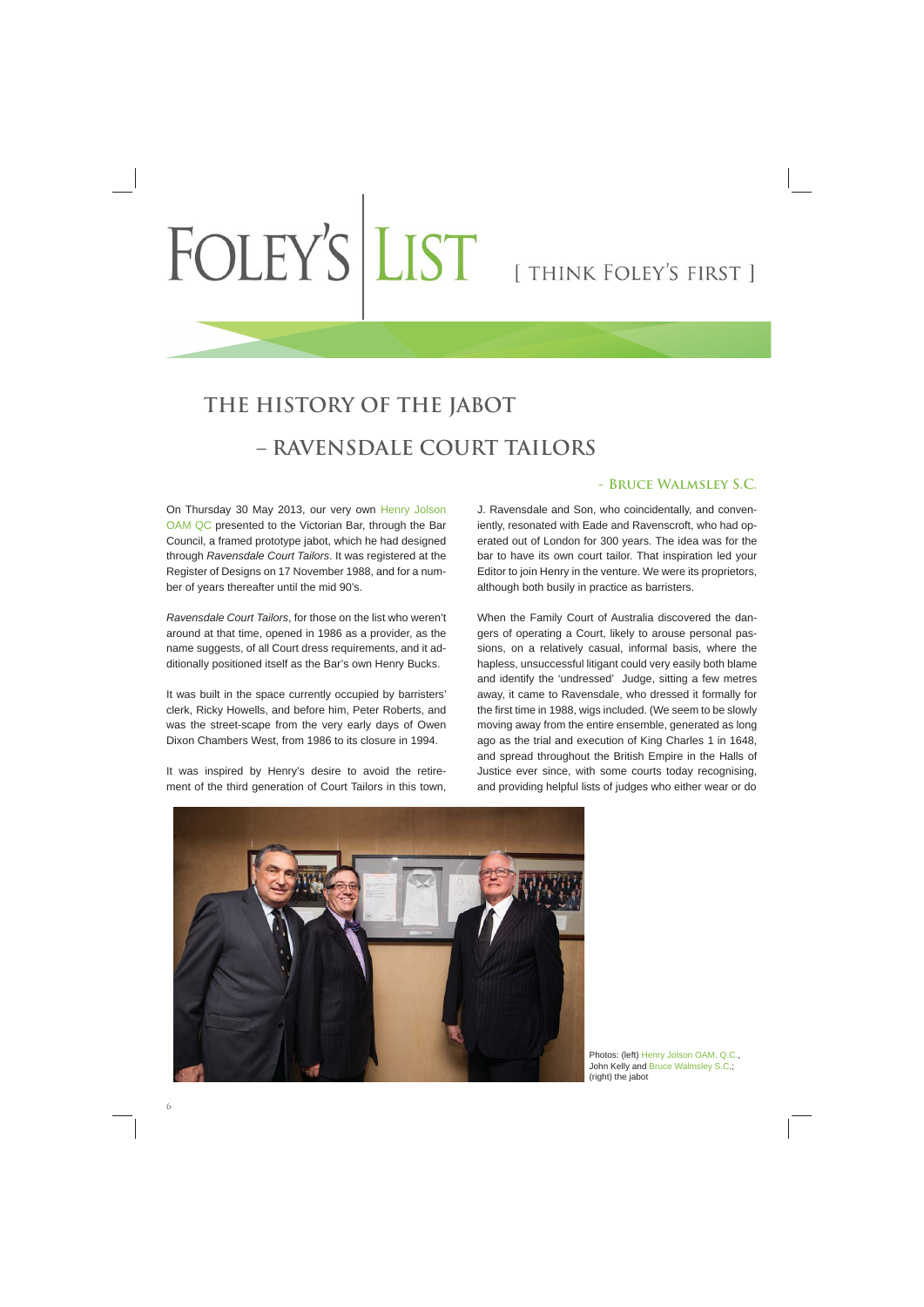# FOLEY'S LIST [ THINK FOLEY'S FIRST ]

## THE HISTORY OF THE JABOT – RAVENSDALE COURT TAILORS

**– Bruce Walmsley S.C.**

On Thursday 30 May 2013, our very own Henry Jolson OAM QC presented to the Victorian Bar, through the Bar Council, a framed prototype jabot, which he had designed through *Ravensdale Court Tailors*. It was registered at the Register of Designs on 17 November 1988, and for a number of years thereafter until the mid 90's.

*Ravensdale Court Tailors*, for those on the list who weren't around at that time, opened in 1986 as a provider, as the name suggests, of all Court dress requirements, and it additionally positioned itself as the Bar's own Henry Bucks.

It was built in the space currently occupied by barristers' clerk, Ricky Howells, and before him, Peter Roberts, and was the street-scape from the very early days of Owen Dixon Chambers West, from 1986 to its closure in 1994.

It was inspired by Henry's desire to avoid the retirement of the third generation of Court Tailors in this town, J. Ravensdale and Son, who coincidentally, and conveniently, resonated with Eade and Ravenscroft, who had operated out of London for 300 years. The idea was for the bar to have its own court tailor. That inspiration led your Editor to join Henry in the venture. We were its proprietors, although both busily in practice as barristers.

When the Family Court of Australia discovered the dangers of operating a Court, likely to arouse personal passions, on a relatively casual, informal basis, where the hapless, unsuccessful litigant could very easily both blame and identify the 'undressed' Judge, sitting a few metres away, it came to Ravensdale, who dressed it formally for the first time in 1988, wigs included. (We seem to be slowly moving away from the entire ensemble, generated as long ago as the trial and execution of King Charles 1 in 1648, and spread throughout the British Empire in the Halls of Justice ever since, with some courts today recognising, and providing helpful lists of judges who either wear or do

Photos: (left) Henry Jolson OAM, Q.C., John Kelly and Bruce Walmsley S.C.; (right) the jabot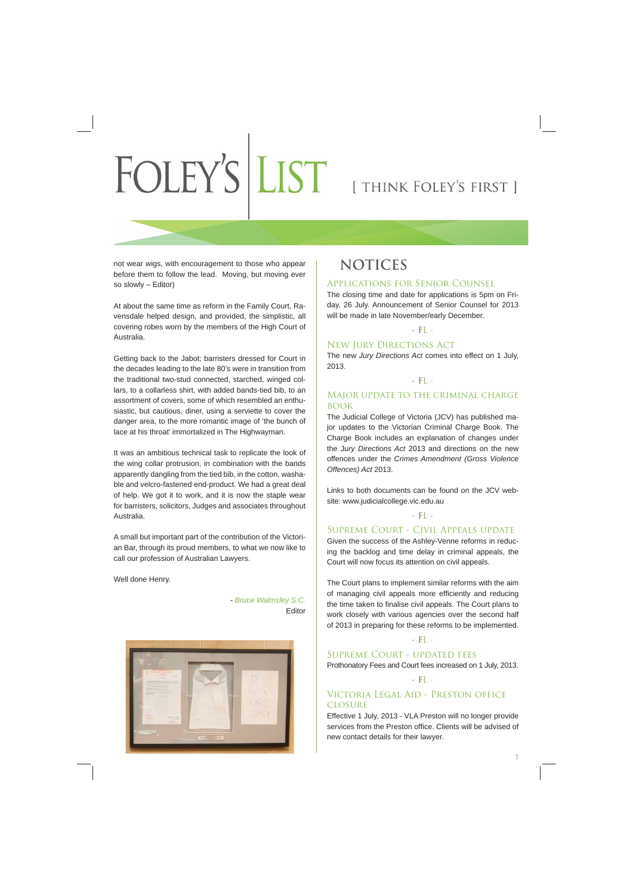not wear wigs, with encouragement to those who appear before them to follow the lead. Moving, but moving ever so slowly – Editor)

At about the same time as reform in the Family Court, Ravensdale helped design, and provided, the simplistic, all covering robes worn by the members of the High Court of Australia.

Getting back to the Jabot; barristers dressed for Court in the decades leading to the late 80's were in transition from the traditional two-stud connected, starched, winged collars, to a collarless shirt, with added bands-tied bib, to an assortment of covers, some of which resembled an enthusiastic, but cautious, diner, using a serviette to cover the danger area, to the more romantic image of 'the bunch of lace at his throat' immortalized in The Highwayman.

It was an ambitious technical task to replicate the look of the wing collar protrusion, in combination with the bands apparently dangling from the tied bib, in the cotton, washable and velcro-fastened end-product. We had a great deal of help. We got it to work, and it is now the staple wear for barristers, solicitors, Judges and associates throughout Australia.

A small but important part of the contribution of the Victorian Bar, through its proud members, to what we now like to call our profession of Australian Lawyers.

Well done Henry.

- *Bruce Walmsley S.C.*
Editor

# NOTICES

## Applications for Senior Counsel

The closing time and date for applications is 5pm on Friday, 26 July. Announcement of Senior Counsel for 2013 will be made in late November/early December.

- FL -

## New Jury Directions Act

The new *Jury Directions Act* comes into effect on 1 July, 2013.

- FL -

## Major update to the Criminal Charge Book

The Judicial College of Victoria (JCV) has published major updates to the Victorian Criminal Charge Book. The Charge Book includes an explanation of changes under the *Jury Directions Act* 2013 and directions on the new offences under the *Crimes Amendment (Gross Violence Offences) Act* 2013.

Links to both documents can be found on the JCV website: www.judicialcollege.vic.edu.au

- FL -

## Supreme Court - Civil Appeals Update

Given the success of the Ashley-Venne reforms in reducing the backlog and time delay in criminal appeals, the Court will now focus its attention on civil appeals.

The Court plans to implement similar reforms with the aim of managing civil appeals more efficiently and reducing the time taken to finalise civil appeals. The Court plans to work closely with various agencies over the second half of 2013 in preparing for these reforms to be implemented.

- FL -

## Supreme Court - Updated Fees

Prothonotary Fees and Court fees increased on 1 July, 2013.

- FL -

## Victoria Legal Aid - Preston Office Closure

Effective 1 July, 2013 - VLA Preston will no longer provide services from the Preston office. Clients will be advised of new contact details for their lawyer.